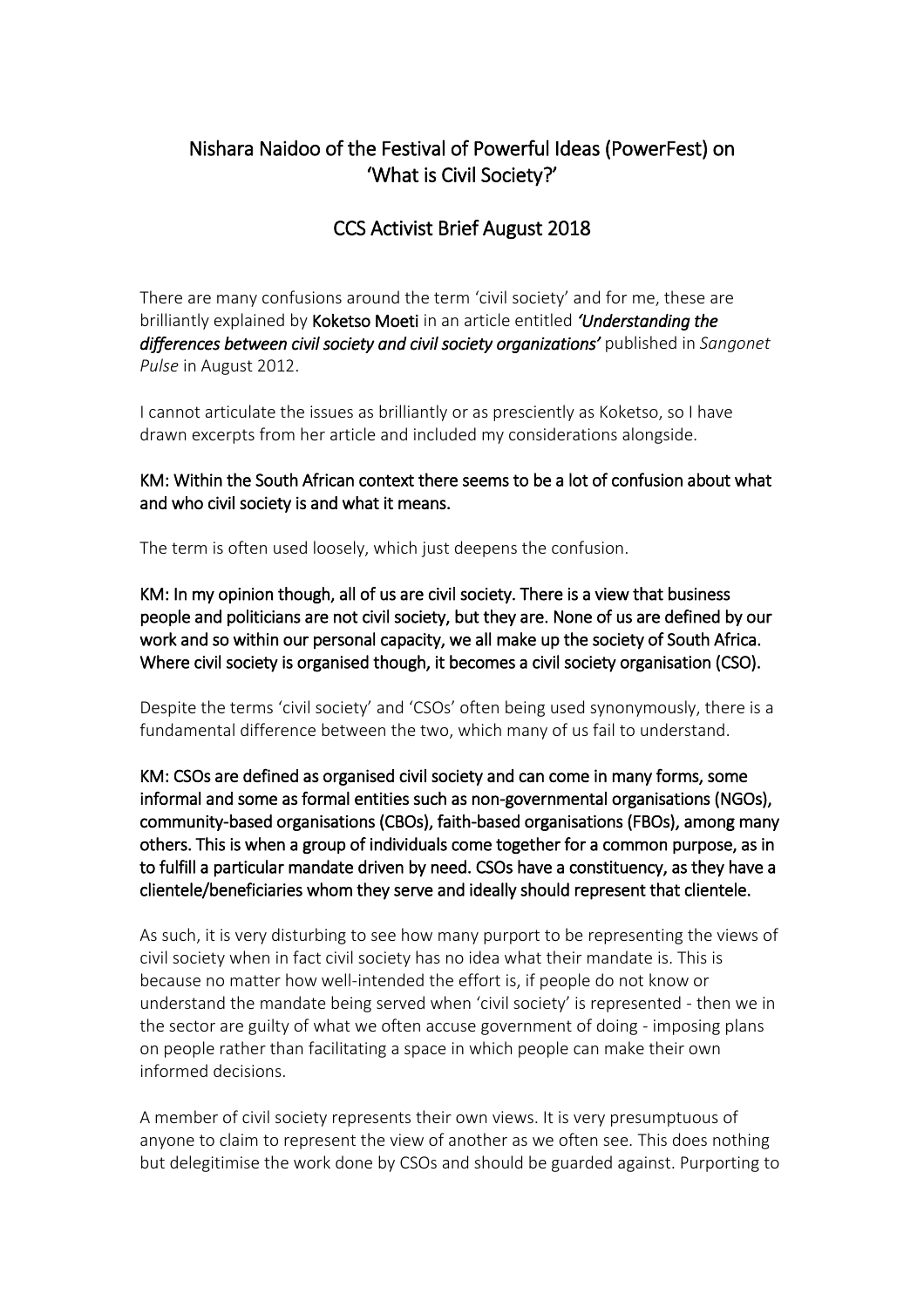# Nishara Naidoo of the Festival of Powerful Ideas (PowerFest) on 'What is Civil Society?'

## CCS Activist Brief August 2018

There are many confusions around the term 'civil society' and for me, these are brilliantly explained by **Koketso Moeti** in an article entitled ***'Understanding the differences between civil society and civil society organizations'*** published in *Sangonet Pulse* in August 2012.

I cannot articulate the issues as brilliantly or as presciently as Koketso, so I have drawn excerpts from her article and included my considerations alongside.

**KM: Within the South African context there seems to be a lot of confusion about what and who civil society is and what it means.**

The term is often used loosely, which just deepens the confusion.

**KM: In my opinion though, all of us are civil society. There is a view that business people and politicians are not civil society, but they are. None of us are defined by our work and so within our personal capacity, we all make up the society of South Africa. Where civil society is organised though, it becomes a civil society organisation (CSO).**

Despite the terms 'civil society' and 'CSOs' often being used synonymously, there is a fundamental difference between the two, which many of us fail to understand.

**KM: CSOs are defined as organised civil society and can come in many forms, some informal and some as formal entities such as non-governmental organisations (NGOs), community-based organisations (CBOs), faith-based organisations (FBOs), among many others. This is when a group of individuals come together for a common purpose, as in to fulfill a particular mandate driven by need. CSOs have a constituency, as they have a clientele/beneficiaries whom they serve and ideally should represent that clientele.**

As such, it is very disturbing to see how many purport to be representing the views of civil society when in fact civil society has no idea what their mandate is. This is because no matter how well-intended the effort is, if people do not know or understand the mandate being served when 'civil society' is represented - then we in the sector are guilty of what we often accuse government of doing - imposing plans on people rather than facilitating a space in which people can make their own informed decisions.

A member of civil society represents their own views. It is very presumptuous of anyone to claim to represent the view of another as we often see. This does nothing but delegitimise the work done by CSOs and should be guarded against. Purporting to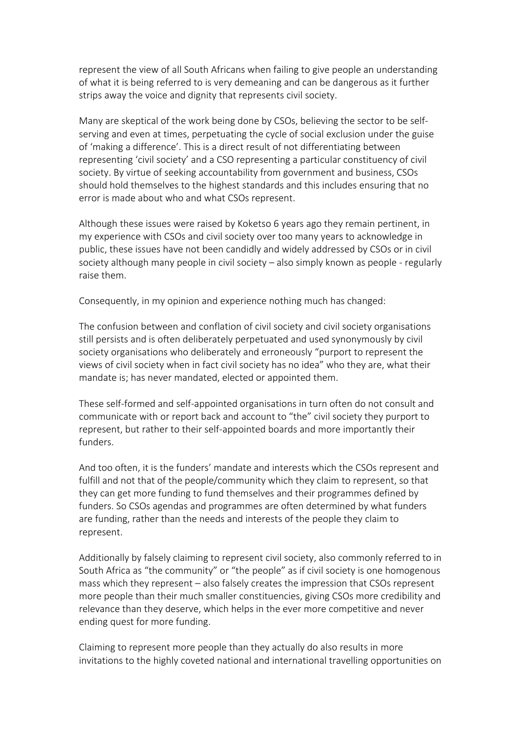represent the view of all South Africans when failing to give people an understanding of what it is being referred to is very demeaning and can be dangerous as it further strips away the voice and dignity that represents civil society.

Many are skeptical of the work being done by CSOs, believing the sector to be self-serving and even at times, perpetuating the cycle of social exclusion under the guise of 'making a difference'. This is a direct result of not differentiating between representing 'civil society' and a CSO representing a particular constituency of civil society. By virtue of seeking accountability from government and business, CSOs should hold themselves to the highest standards and this includes ensuring that no error is made about who and what CSOs represent.

Although these issues were raised by Koketso 6 years ago they remain pertinent, in my experience with CSOs and civil society over too many years to acknowledge in public, these issues have not been candidly and widely addressed by CSOs or in civil society although many people in civil society – also simply known as people - regularly raise them.

Consequently, in my opinion and experience nothing much has changed:

The confusion between and conflation of civil society and civil society organisations still persists and is often deliberately perpetuated and used synonymously by civil society organisations who deliberately and erroneously "purport to represent the views of civil society when in fact civil society has no idea" who they are, what their mandate is; has never mandated, elected or appointed them.

These self-formed and self-appointed organisations in turn often do not consult and communicate with or report back and account to "the" civil society they purport to represent, but rather to their self-appointed boards and more importantly their funders.

And too often, it is the funders' mandate and interests which the CSOs represent and fulfill and not that of the people/community which they claim to represent, so that they can get more funding to fund themselves and their programmes defined by funders. So CSOs agendas and programmes are often determined by what funders are funding, rather than the needs and interests of the people they claim to represent.

Additionally by falsely claiming to represent civil society, also commonly referred to in South Africa as "the community" or "the people" as if civil society is one homogenous mass which they represent – also falsely creates the impression that CSOs represent more people than their much smaller constituencies, giving CSOs more credibility and relevance than they deserve, which helps in the ever more competitive and never ending quest for more funding.

Claiming to represent more people than they actually do also results in more invitations to the highly coveted national and international travelling opportunities on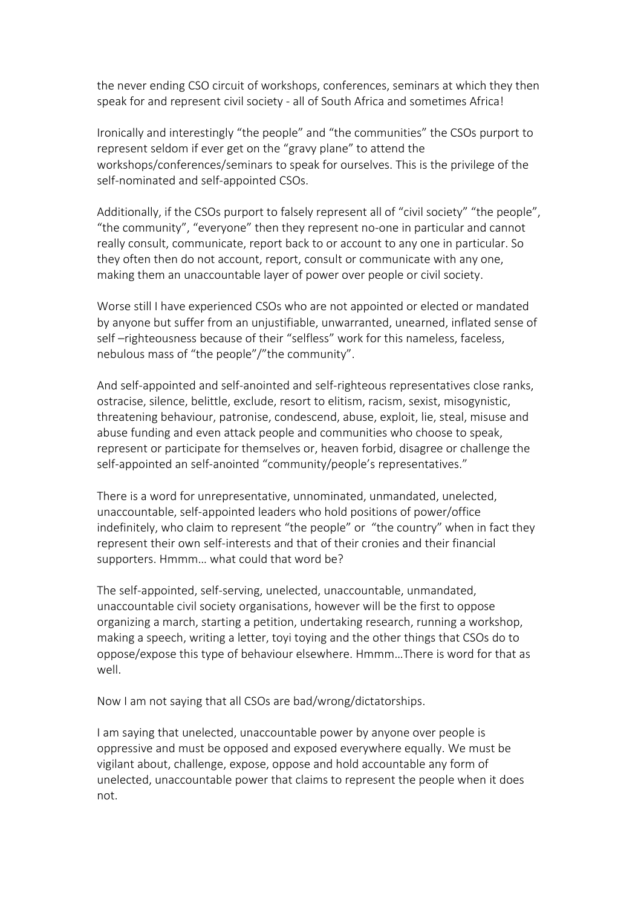the never ending CSO circuit of workshops, conferences, seminars at which they then speak for and represent civil society - all of South Africa and sometimes Africa!

Ironically and interestingly "the people" and "the communities" the CSOs purport to represent seldom if ever get on the "gravy plane" to attend the workshops/conferences/seminars to speak for ourselves. This is the privilege of the self-nominated and self-appointed CSOs.

Additionally, if the CSOs purport to falsely represent all of "civil society" "the people", "the community", "everyone" then they represent no-one in particular and cannot really consult, communicate, report back to or account to any one in particular. So they often then do not account, report, consult or communicate with any one, making them an unaccountable layer of power over people or civil society.

Worse still I have experienced CSOs who are not appointed or elected or mandated by anyone but suffer from an unjustifiable, unwarranted, unearned, inflated sense of self –righteousness because of their "selfless" work for this nameless, faceless, nebulous mass of "the people"/"the community".

And self-appointed and self-anointed and self-righteous representatives close ranks, ostracise, silence, belittle, exclude, resort to elitism, racism, sexist, misogynistic, threatening behaviour, patronise, condescend, abuse, exploit, lie, steal, misuse and abuse funding and even attack people and communities who choose to speak, represent or participate for themselves or, heaven forbid, disagree or challenge the self-appointed an self-anointed "community/people's representatives."

There is a word for unrepresentative, unnominated, unmandated, unelected, unaccountable, self-appointed leaders who hold positions of power/office indefinitely, who claim to represent "the people" or "the country" when in fact they represent their own self-interests and that of their cronies and their financial supporters. Hmmm… what could that word be?

The self-appointed, self-serving, unelected, unaccountable, unmandated, unaccountable civil society organisations, however will be the first to oppose organizing a march, starting a petition, undertaking research, running a workshop, making a speech, writing a letter, toyi toying and the other things that CSOs do to oppose/expose this type of behaviour elsewhere. Hmmm…There is word for that as well.

Now I am not saying that all CSOs are bad/wrong/dictatorships.

I am saying that unelected, unaccountable power by anyone over people is oppressive and must be opposed and exposed everywhere equally. We must be vigilant about, challenge, expose, oppose and hold accountable any form of unelected, unaccountable power that claims to represent the people when it does not.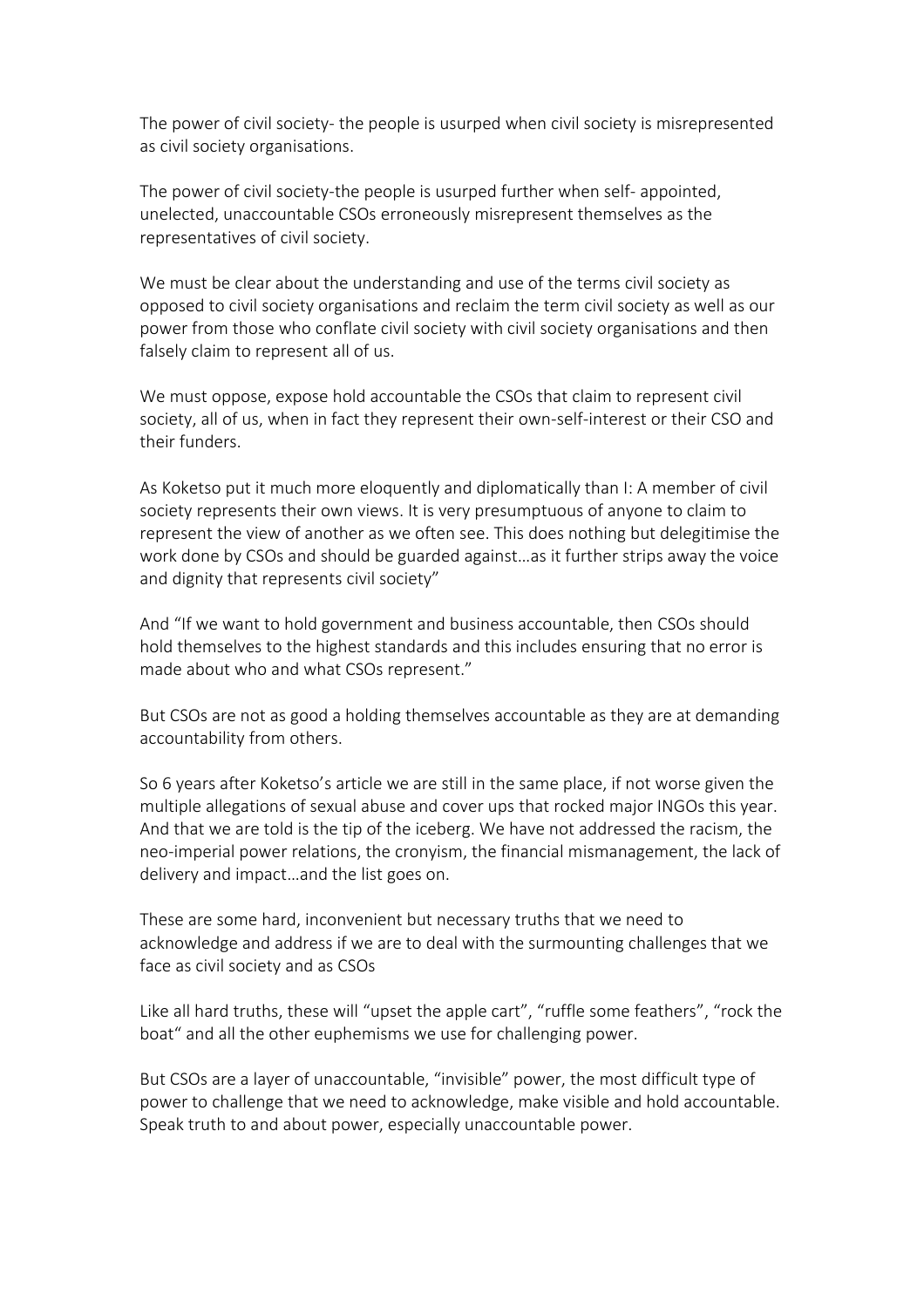The power of civil society- the people is usurped when civil society is misrepresented as civil society organisations.

The power of civil society-the people is usurped further when self- appointed, unelected, unaccountable CSOs erroneously misrepresent themselves as the representatives of civil society.

We must be clear about the understanding and use of the terms civil society as opposed to civil society organisations and reclaim the term civil society as well as our power from those who conflate civil society with civil society organisations and then falsely claim to represent all of us.

We must oppose, expose hold accountable the CSOs that claim to represent civil society, all of us, when in fact they represent their own-self-interest or their CSO and their funders.

As Koketso put it much more eloquently and diplomatically than I: A member of civil society represents their own views. It is very presumptuous of anyone to claim to represent the view of another as we often see. This does nothing but delegitimise the work done by CSOs and should be guarded against…as it further strips away the voice and dignity that represents civil society"

And "If we want to hold government and business accountable, then CSOs should hold themselves to the highest standards and this includes ensuring that no error is made about who and what CSOs represent."

But CSOs are not as good a holding themselves accountable as they are at demanding accountability from others.

So 6 years after Koketso's article we are still in the same place, if not worse given the multiple allegations of sexual abuse and cover ups that rocked major INGOs this year. And that we are told is the tip of the iceberg. We have not addressed the racism, the neo-imperial power relations, the cronyism, the financial mismanagement, the lack of delivery and impact…and the list goes on.

These are some hard, inconvenient but necessary truths that we need to acknowledge and address if we are to deal with the surmounting challenges that we face as civil society and as CSOs

Like all hard truths, these will "upset the apple cart", "ruffle some feathers", "rock the boat" and all the other euphemisms we use for challenging power.

But CSOs are a layer of unaccountable, "invisible" power, the most difficult type of power to challenge that we need to acknowledge, make visible and hold accountable. Speak truth to and about power, especially unaccountable power.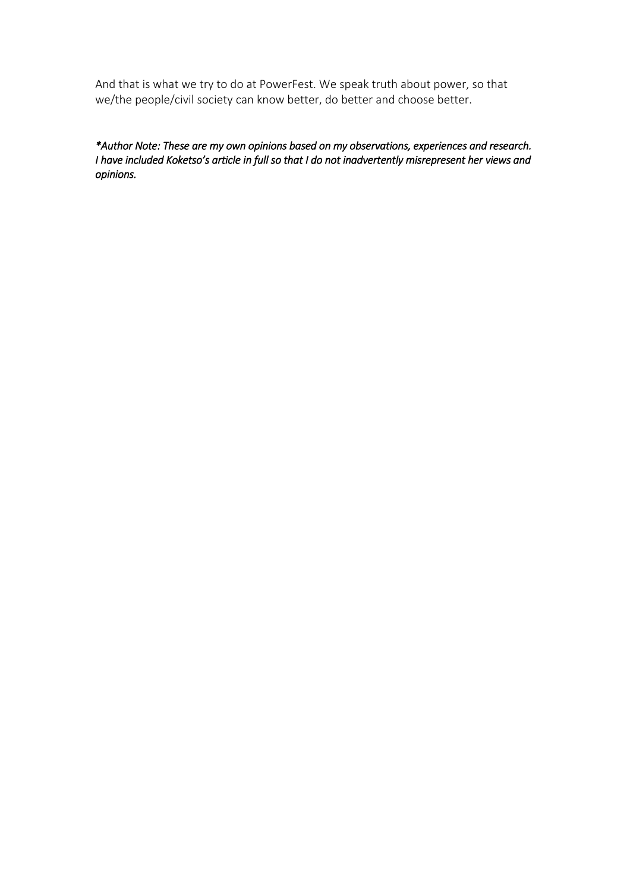And that is what we try to do at PowerFest. We speak truth about power, so that we/the people/civil society can know better, do better and choose better.

*\*Author Note: These are my own opinions based on my observations, experiences and research. I have included Koketso's article in full so that I do not inadvertently misrepresent her views and opinions.*